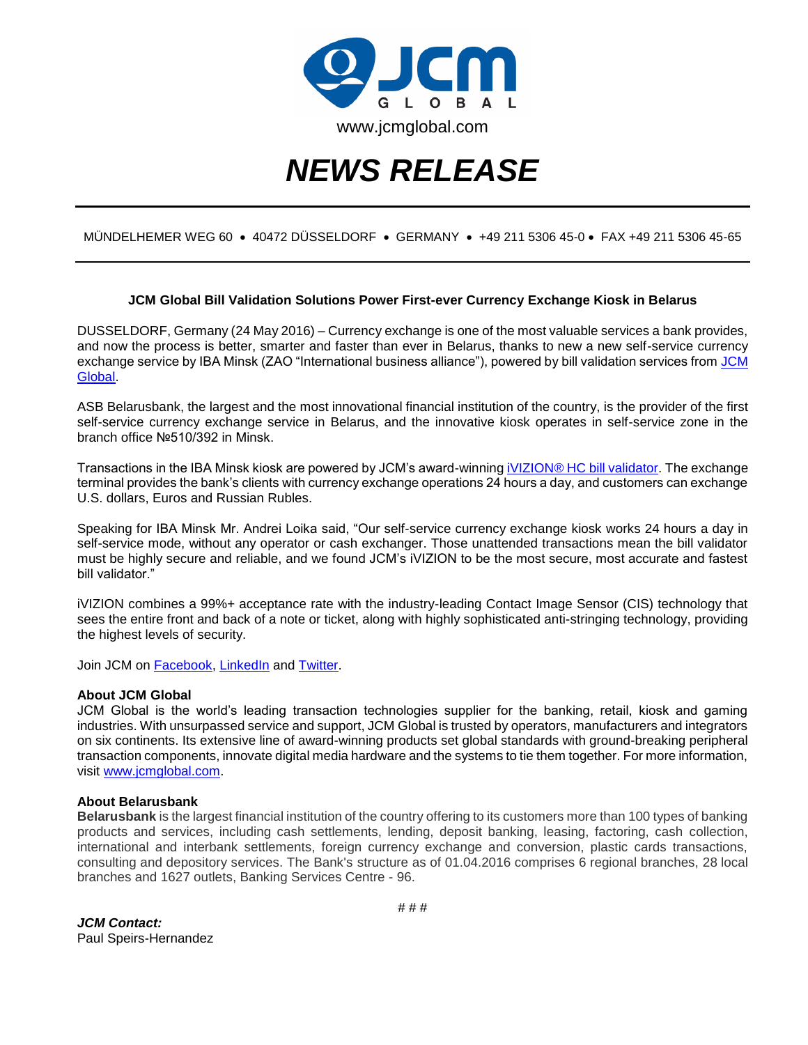JCM GLOBAL

www.jcmglobal.com

# *NEWS RELEASE*

MÜNDELHEMER WEG 60 • 40472 DÜSSELDORF • GERMANY • +49 211 5306 45-0 • FAX +49 211 5306 45-65

**JCM Global Bill Validation Solutions Power First-ever Currency Exchange Kiosk in Belarus**

DUSSELDORF, Germany (24 May 2016) – Currency exchange is one of the most valuable services a bank provides, and now the process is better, smarter and faster than ever in Belarus, thanks to new a new self-service currency exchange service by IBA Minsk (ZAO "International business alliance"), powered by bill validation services from JCM Global.

ASB Belarusbank, the largest and the most innovational financial institution of the country, is the provider of the first self-service currency exchange service in Belarus, and the innovative kiosk operates in self-service zone in the branch office №510/392 in Minsk.

Transactions in the IBA Minsk kiosk are powered by JCM's award-winning iVIZION® HC bill validator. The exchange terminal provides the bank's clients with currency exchange operations 24 hours a day, and customers can exchange U.S. dollars, Euros and Russian Rubles.

Speaking for IBA Minsk Mr. Andrei Loika said, "Our self-service currency exchange kiosk works 24 hours a day in self-service mode, without any operator or cash exchanger. Those unattended transactions mean the bill validator must be highly secure and reliable, and we found JCM's iVIZION to be the most secure, most accurate and fastest bill validator."

iVIZION combines a 99%+ acceptance rate with the industry-leading Contact Image Sensor (CIS) technology that sees the entire front and back of a note or ticket, along with highly sophisticated anti-stringing technology, providing the highest levels of security.

Join JCM on Facebook, LinkedIn and Twitter.

**About JCM Global**
JCM Global is the world's leading transaction technologies supplier for the banking, retail, kiosk and gaming industries. With unsurpassed service and support, JCM Global is trusted by operators, manufacturers and integrators on six continents. Its extensive line of award-winning products set global standards with ground-breaking peripheral transaction components, innovate digital media hardware and the systems to tie them together. For more information, visit www.jcmglobal.com.

**About Belarusbank**
**Belarusbank** is the largest financial institution of the country offering to its customers more than 100 types of banking products and services, including cash settlements, lending, deposit banking, leasing, factoring, cash collection, international and interbank settlements, foreign currency exchange and conversion, plastic cards transactions, consulting and depository services. The Bank's structure as of 01.04.2016 comprises 6 regional branches, 28 local branches and 1627 outlets, Banking Services Centre - 96.

# # #

***JCM Contact:***
Paul Speirs-Hernandez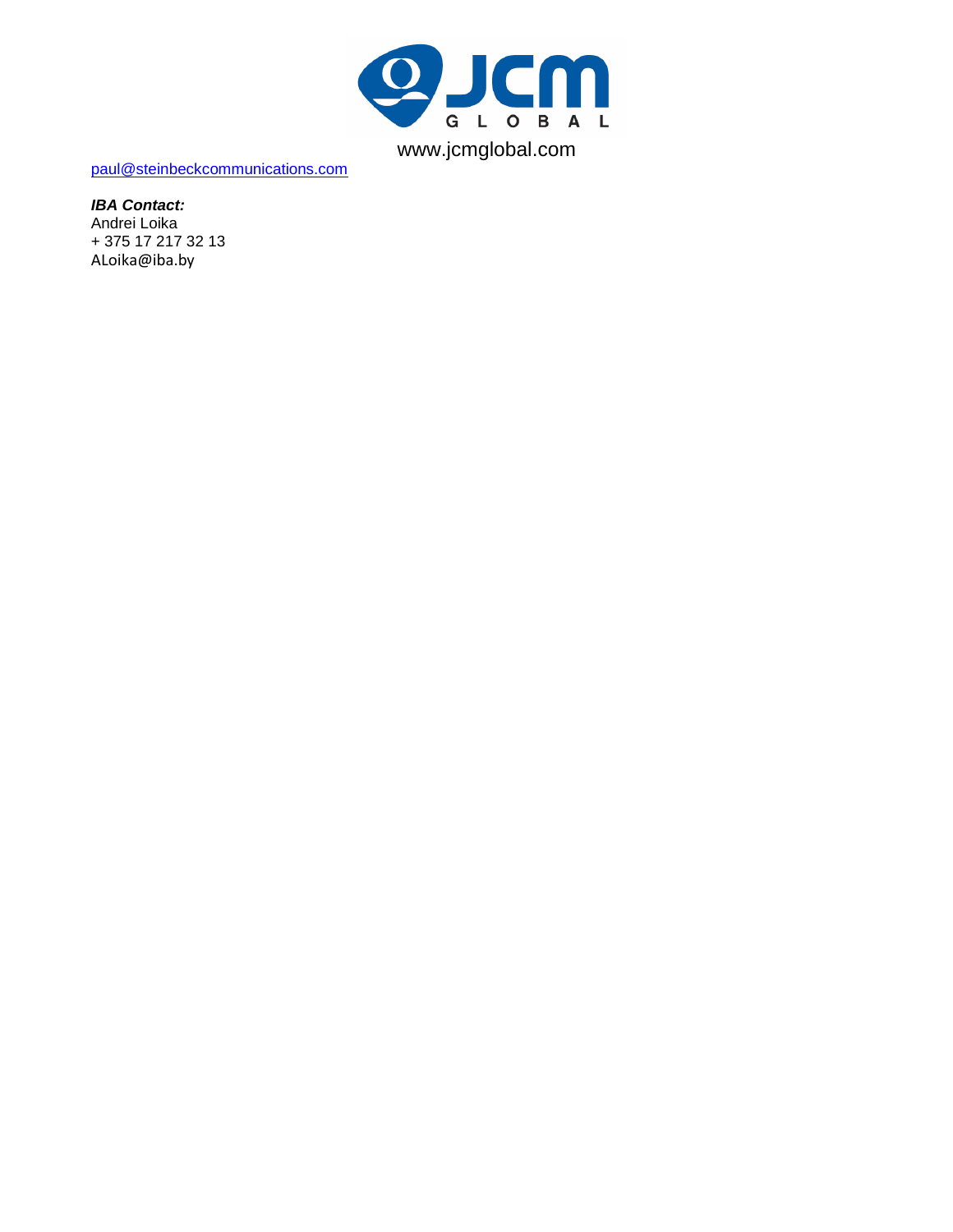www.jcmglobal.com

paul@steinbeckcommunications.com

***IBA Contact:***
Andrei Loika
+ 375 17 217 32 13
ALoika@iba.by